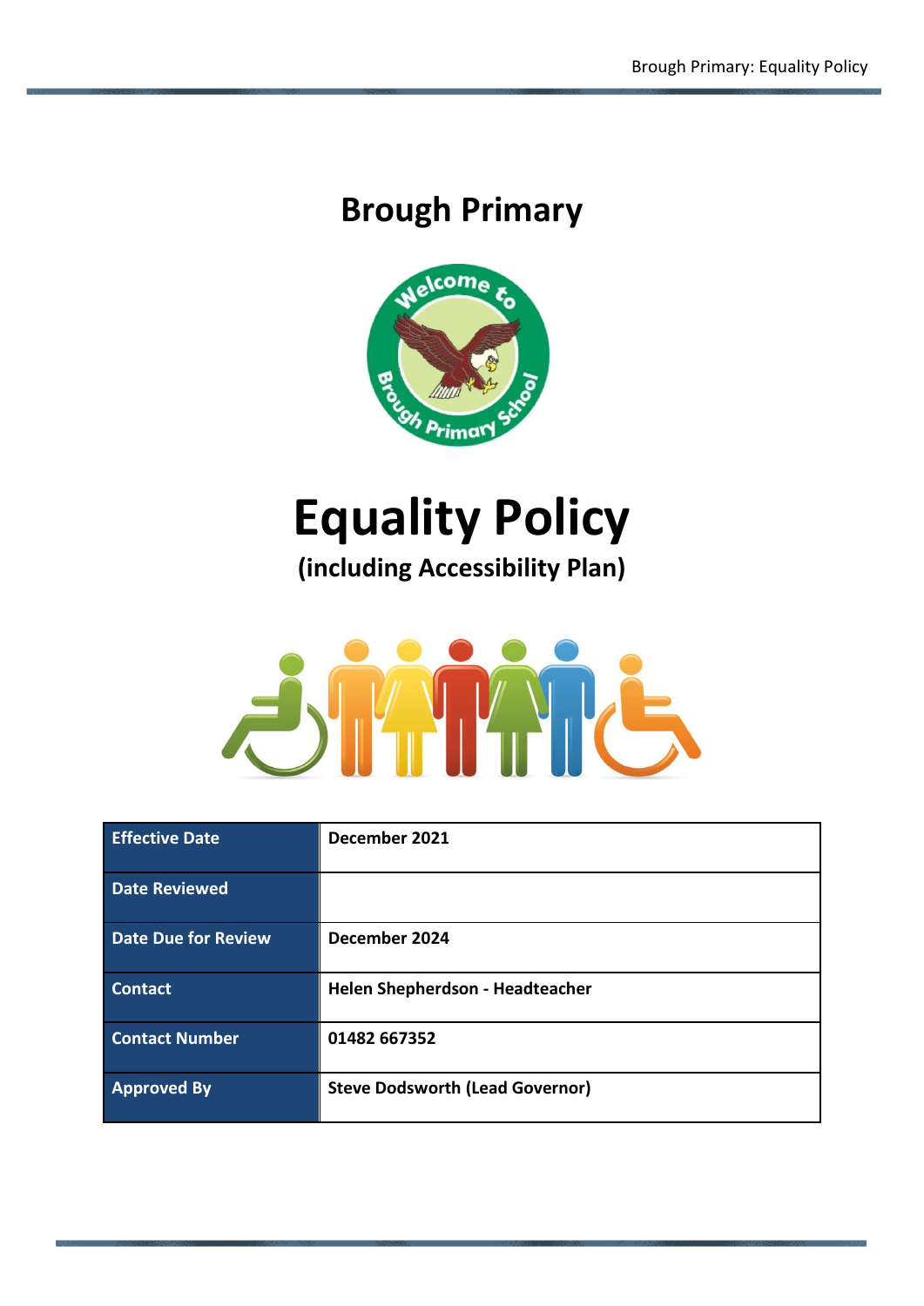# Brough Primary

# Equality Policy

## (including Accessibility Plan)

| Effective Date | December 2021 |
|---|---|
| Date Reviewed | |
| Date Due for Review | December 2024 |
| Contact | Helen Shepherdson - Headteacher |
| Contact Number | 01482 667352 |
| Approved By | Steve Dodsworth (Lead Governor) |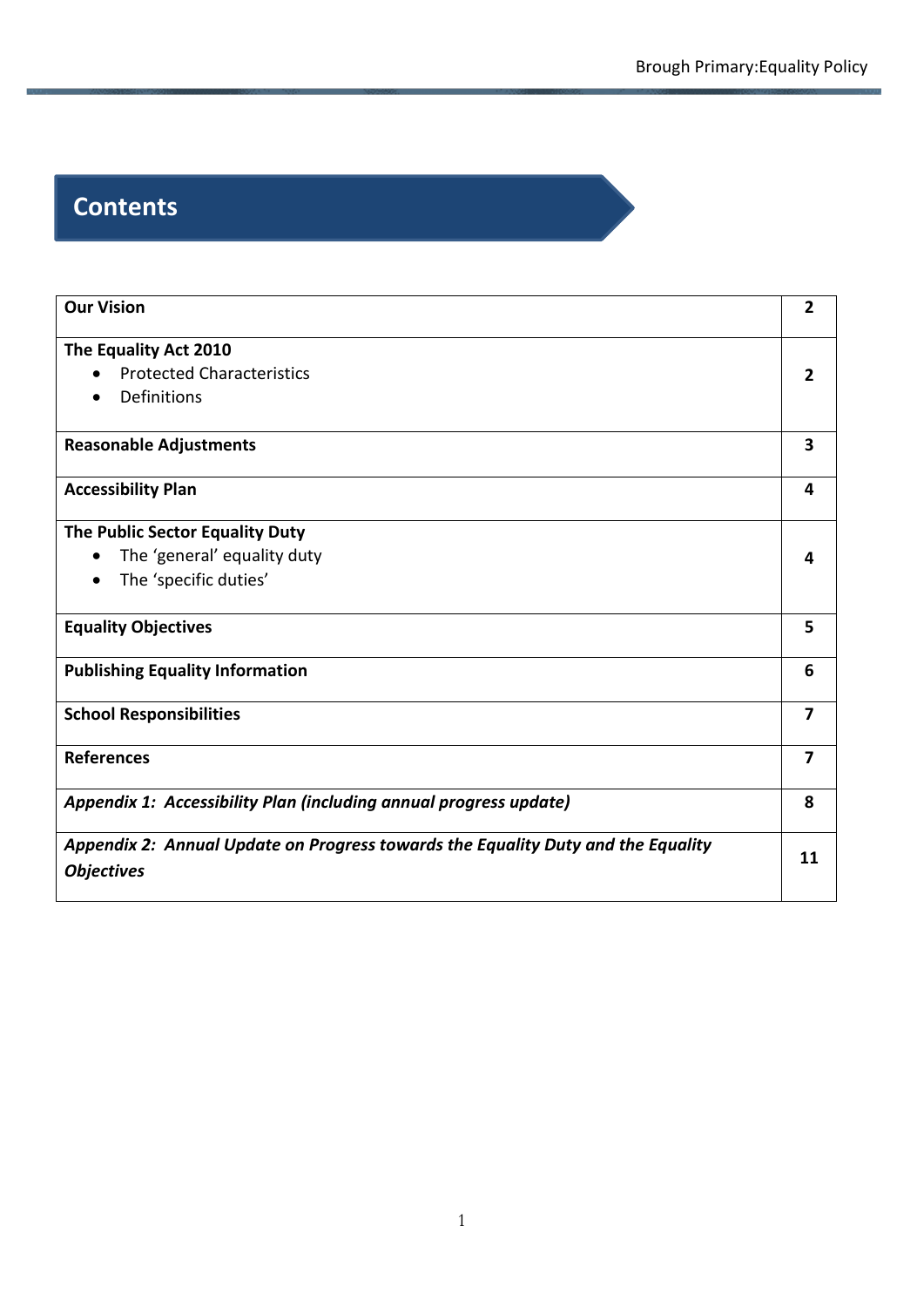# Contents

| | |
|---|---|
| **Our Vision** | **2** |
| **The Equality Act 2010**<br>• Protected Characteristics<br>• Definitions | **2** |
| **Reasonable Adjustments** | **3** |
| **Accessibility Plan** | **4** |
| **The Public Sector Equality Duty**<br>• The 'general' equality duty<br>• The 'specific duties' | **4** |
| **Equality Objectives** | **5** |
| **Publishing Equality Information** | **6** |
| **School Responsibilities** | **7** |
| **References** | **7** |
| ***Appendix 1: Accessibility Plan (including annual progress update)*** | **8** |
| ***Appendix 2: Annual Update on Progress towards the Equality Duty and the Equality Objectives*** | **11** |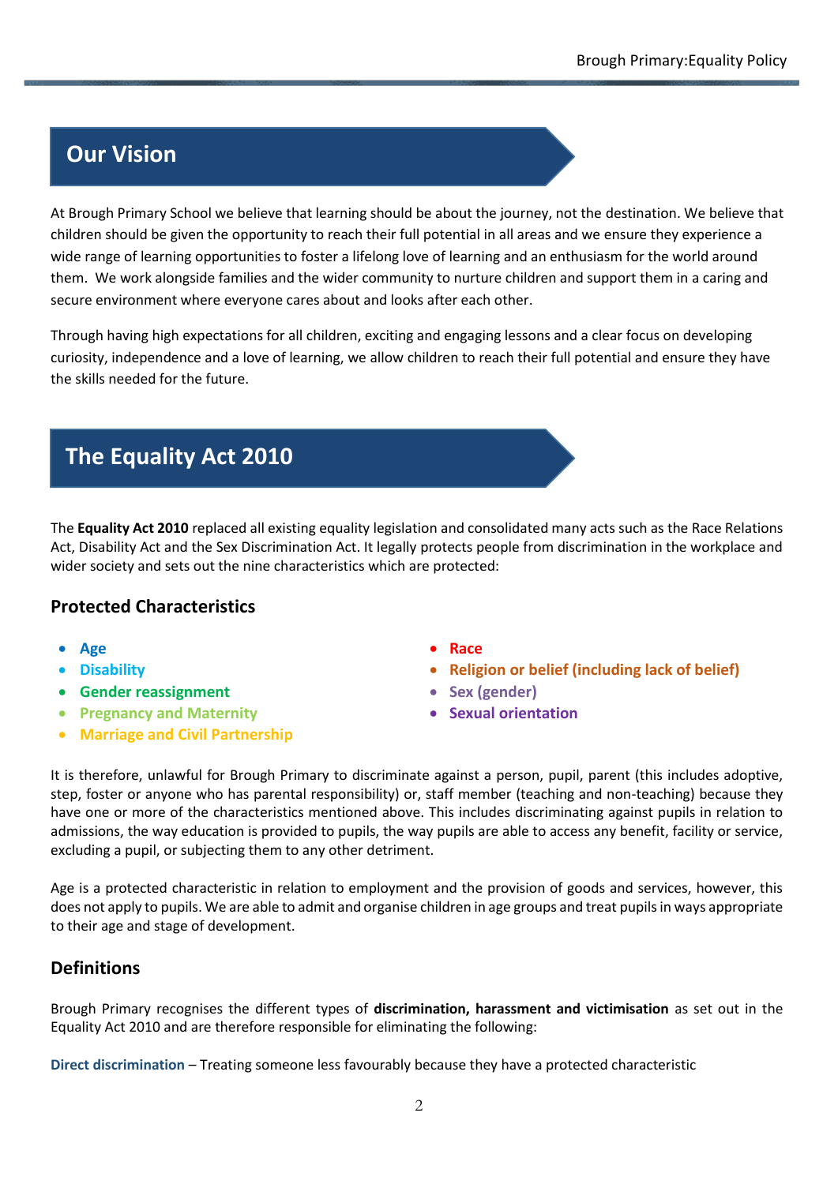## Our Vision

At Brough Primary School we believe that learning should be about the journey, not the destination. We believe that children should be given the opportunity to reach their full potential in all areas and we ensure they experience a wide range of learning opportunities to foster a lifelong love of learning and an enthusiasm for the world around them. We work alongside families and the wider community to nurture children and support them in a caring and secure environment where everyone cares about and looks after each other.

Through having high expectations for all children, exciting and engaging lessons and a clear focus on developing curiosity, independence and a love of learning, we allow children to reach their full potential and ensure they have the skills needed for the future.

## The Equality Act 2010

The **Equality Act 2010** replaced all existing equality legislation and consolidated many acts such as the Race Relations Act, Disability Act and the Sex Discrimination Act. It legally protects people from discrimination in the workplace and wider society and sets out the nine characteristics which are protected:

### Protected Characteristics

- **Age**
- **Disability**
- **Gender reassignment**
- **Pregnancy and Maternity**
- **Marriage and Civil Partnership**
- **Race**
- **Religion or belief (including lack of belief)**
- **Sex (gender)**
- **Sexual orientation**

It is therefore, unlawful for Brough Primary to discriminate against a person, pupil, parent (this includes adoptive, step, foster or anyone who has parental responsibility) or, staff member (teaching and non-teaching) because they have one or more of the characteristics mentioned above. This includes discriminating against pupils in relation to admissions, the way education is provided to pupils, the way pupils are able to access any benefit, facility or service, excluding a pupil, or subjecting them to any other detriment.

Age is a protected characteristic in relation to employment and the provision of goods and services, however, this does not apply to pupils. We are able to admit and organise children in age groups and treat pupils in ways appropriate to their age and stage of development.

### Definitions

Brough Primary recognises the different types of **discrimination, harassment and victimisation** as set out in the Equality Act 2010 and are therefore responsible for eliminating the following:

**Direct discrimination** – Treating someone less favourably because they have a protected characteristic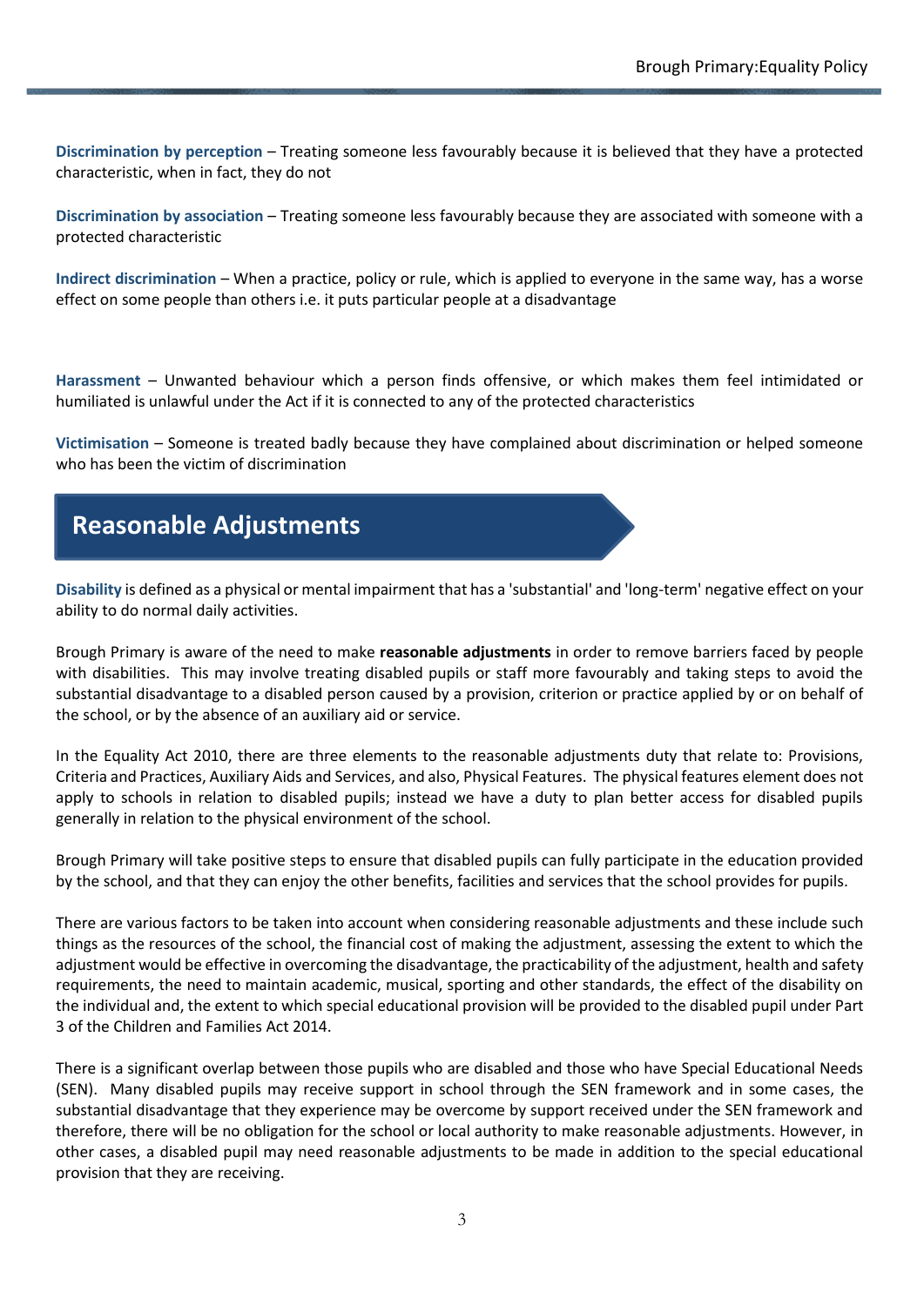**Discrimination by perception** – Treating someone less favourably because it is believed that they have a protected characteristic, when in fact, they do not

**Discrimination by association** – Treating someone less favourably because they are associated with someone with a protected characteristic

**Indirect discrimination** – When a practice, policy or rule, which is applied to everyone in the same way, has a worse effect on some people than others i.e. it puts particular people at a disadvantage

**Harassment** – Unwanted behaviour which a person finds offensive, or which makes them feel intimidated or humiliated is unlawful under the Act if it is connected to any of the protected characteristics

**Victimisation** – Someone is treated badly because they have complained about discrimination or helped someone who has been the victim of discrimination

## Reasonable Adjustments

**Disability** is defined as a physical or mental impairment that has a 'substantial' and 'long-term' negative effect on your ability to do normal daily activities.

Brough Primary is aware of the need to make **reasonable adjustments** in order to remove barriers faced by people with disabilities. This may involve treating disabled pupils or staff more favourably and taking steps to avoid the substantial disadvantage to a disabled person caused by a provision, criterion or practice applied by or on behalf of the school, or by the absence of an auxiliary aid or service.

In the Equality Act 2010, there are three elements to the reasonable adjustments duty that relate to: Provisions, Criteria and Practices, Auxiliary Aids and Services, and also, Physical Features. The physical features element does not apply to schools in relation to disabled pupils; instead we have a duty to plan better access for disabled pupils generally in relation to the physical environment of the school.

Brough Primary will take positive steps to ensure that disabled pupils can fully participate in the education provided by the school, and that they can enjoy the other benefits, facilities and services that the school provides for pupils.

There are various factors to be taken into account when considering reasonable adjustments and these include such things as the resources of the school, the financial cost of making the adjustment, assessing the extent to which the adjustment would be effective in overcoming the disadvantage, the practicability of the adjustment, health and safety requirements, the need to maintain academic, musical, sporting and other standards, the effect of the disability on the individual and, the extent to which special educational provision will be provided to the disabled pupil under Part 3 of the Children and Families Act 2014.

There is a significant overlap between those pupils who are disabled and those who have Special Educational Needs (SEN). Many disabled pupils may receive support in school through the SEN framework and in some cases, the substantial disadvantage that they experience may be overcome by support received under the SEN framework and therefore, there will be no obligation for the school or local authority to make reasonable adjustments. However, in other cases, a disabled pupil may need reasonable adjustments to be made in addition to the special educational provision that they are receiving.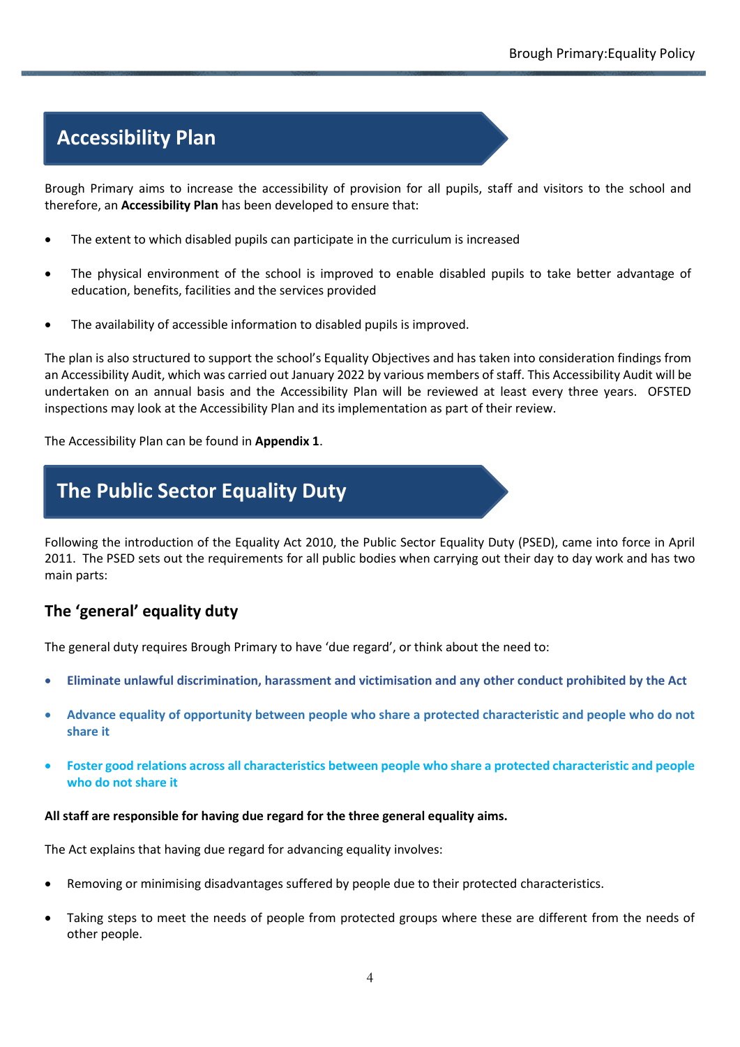## Accessibility Plan

Brough Primary aims to increase the accessibility of provision for all pupils, staff and visitors to the school and therefore, an **Accessibility Plan** has been developed to ensure that:

- The extent to which disabled pupils can participate in the curriculum is increased
- The physical environment of the school is improved to enable disabled pupils to take better advantage of education, benefits, facilities and the services provided
- The availability of accessible information to disabled pupils is improved.

The plan is also structured to support the school's Equality Objectives and has taken into consideration findings from an Accessibility Audit, which was carried out January 2022 by various members of staff. This Accessibility Audit will be undertaken on an annual basis and the Accessibility Plan will be reviewed at least every three years. OFSTED inspections may look at the Accessibility Plan and its implementation as part of their review.

The Accessibility Plan can be found in **Appendix 1**.

## The Public Sector Equality Duty

Following the introduction of the Equality Act 2010, the Public Sector Equality Duty (PSED), came into force in April 2011. The PSED sets out the requirements for all public bodies when carrying out their day to day work and has two main parts:

### The 'general' equality duty

The general duty requires Brough Primary to have 'due regard', or think about the need to:

- **Eliminate unlawful discrimination, harassment and victimisation and any other conduct prohibited by the Act**
- **Advance equality of opportunity between people who share a protected characteristic and people who do not share it**
- **Foster good relations across all characteristics between people who share a protected characteristic and people who do not share it**

**All staff are responsible for having due regard for the three general equality aims.**

The Act explains that having due regard for advancing equality involves:

- Removing or minimising disadvantages suffered by people due to their protected characteristics.
- Taking steps to meet the needs of people from protected groups where these are different from the needs of other people.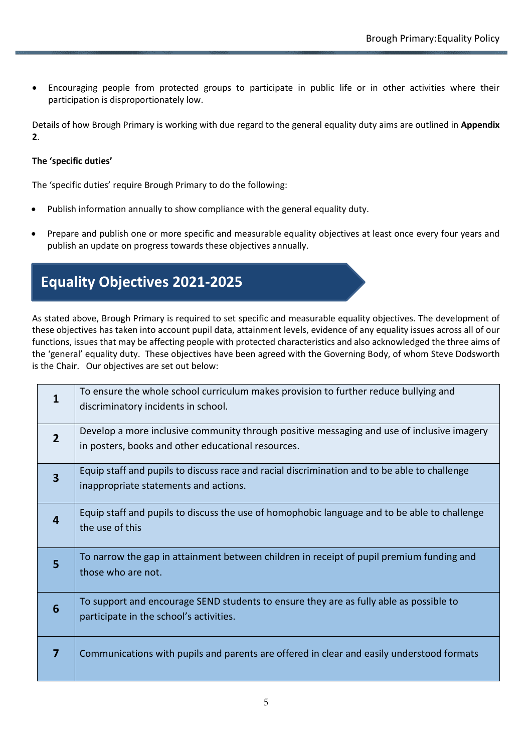- Encouraging people from protected groups to participate in public life or in other activities where their participation is disproportionately low.

Details of how Brough Primary is working with due regard to the general equality duty aims are outlined in **Appendix 2**.

**The 'specific duties'**

The 'specific duties' require Brough Primary to do the following:

- Publish information annually to show compliance with the general equality duty.
- Prepare and publish one or more specific and measurable equality objectives at least once every four years and publish an update on progress towards these objectives annually.

## Equality Objectives 2021-2025

As stated above, Brough Primary is required to set specific and measurable equality objectives. The development of these objectives has taken into account pupil data, attainment levels, evidence of any equality issues across all of our functions, issues that may be affecting people with protected characteristics and also acknowledged the three aims of the 'general' equality duty. These objectives have been agreed with the Governing Body, of whom Steve Dodsworth is the Chair. Our objectives are set out below:

| | |
|---|---|
| **1** | To ensure the whole school curriculum makes provision to further reduce bullying and discriminatory incidents in school. |
| **2** | Develop a more inclusive community through positive messaging and use of inclusive imagery in posters, books and other educational resources. |
| **3** | Equip staff and pupils to discuss race and racial discrimination and to be able to challenge inappropriate statements and actions. |
| **4** | Equip staff and pupils to discuss the use of homophobic language and to be able to challenge the use of this |
| **5** | To narrow the gap in attainment between children in receipt of pupil premium funding and those who are not. |
| **6** | To support and encourage SEND students to ensure they are as fully able as possible to participate in the school's activities. |
| **7** | Communications with pupils and parents are offered in clear and easily understood formats |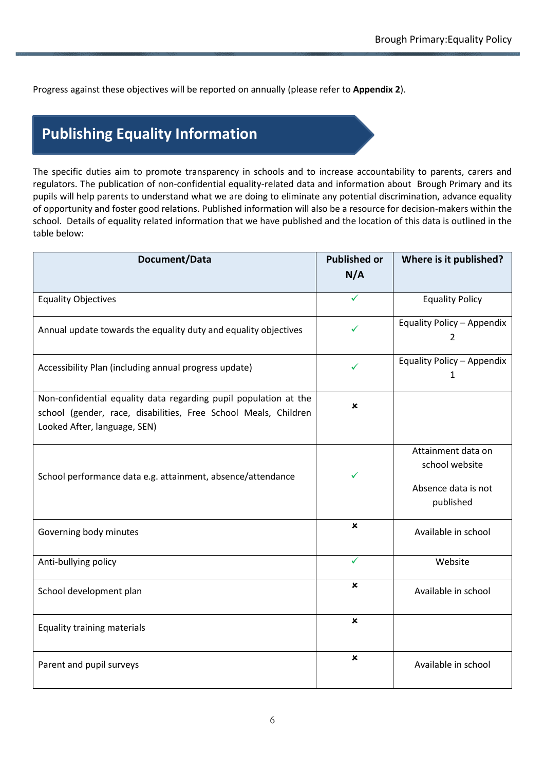Progress against these objectives will be reported on annually (please refer to **Appendix 2**).

## Publishing Equality Information

The specific duties aim to promote transparency in schools and to increase accountability to parents, carers and regulators. The publication of non-confidential equality-related data and information about Brough Primary and its pupils will help parents to understand what we are doing to eliminate any potential discrimination, advance equality of opportunity and foster good relations. Published information will also be a resource for decision-makers within the school. Details of equality related information that we have published and the location of this data is outlined in the table below:

| Document/Data | Published or N/A | Where is it published? |
|---|---|---|
| Equality Objectives | ✓ | Equality Policy |
| Annual update towards the equality duty and equality objectives | ✓ | Equality Policy – Appendix 2 |
| Accessibility Plan (including annual progress update) | ✓ | Equality Policy – Appendix 1 |
| Non-confidential equality data regarding pupil population at the school (gender, race, disabilities, Free School Meals, Children Looked After, language, SEN) | ✗ | |
| School performance data e.g. attainment, absence/attendance | ✓ | Attainment data on school website<br><br>Absence data is not published |
| Governing body minutes | ✗ | Available in school |
| Anti-bullying policy | ✓ | Website |
| School development plan | ✗ | Available in school |
| Equality training materials | ✗ | |
| Parent and pupil surveys | ✗ | Available in school |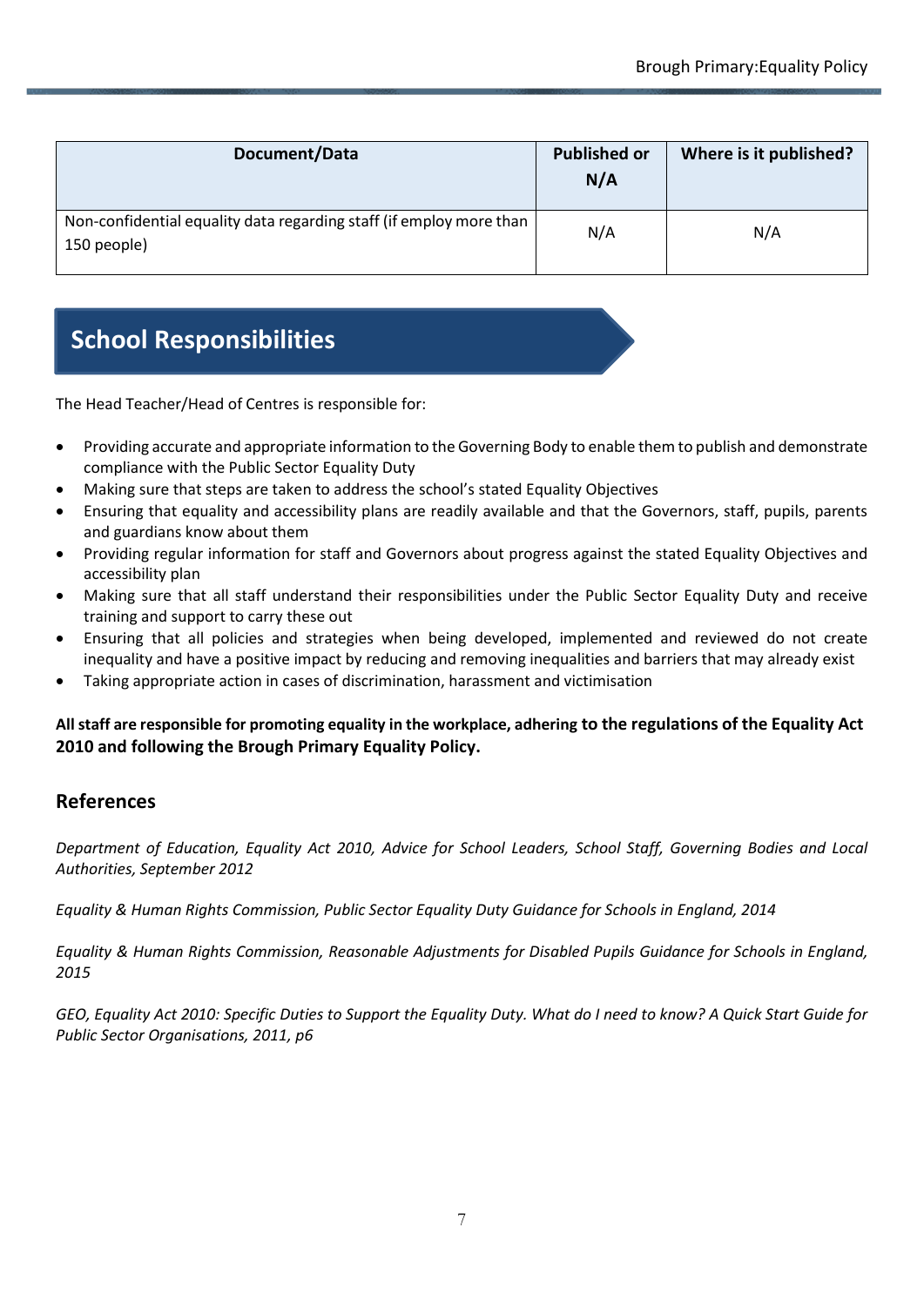| Document/Data | Published or N/A | Where is it published? |
|---|---|---|
| Non-confidential equality data regarding staff (if employ more than 150 people) | N/A | N/A |

## School Responsibilities

The Head Teacher/Head of Centres is responsible for:

- Providing accurate and appropriate information to the Governing Body to enable them to publish and demonstrate compliance with the Public Sector Equality Duty
- Making sure that steps are taken to address the school's stated Equality Objectives
- Ensuring that equality and accessibility plans are readily available and that the Governors, staff, pupils, parents and guardians know about them
- Providing regular information for staff and Governors about progress against the stated Equality Objectives and accessibility plan
- Making sure that all staff understand their responsibilities under the Public Sector Equality Duty and receive training and support to carry these out
- Ensuring that all policies and strategies when being developed, implemented and reviewed do not create inequality and have a positive impact by reducing and removing inequalities and barriers that may already exist
- Taking appropriate action in cases of discrimination, harassment and victimisation

**All staff are responsible for promoting equality in the workplace, adhering to the regulations of the Equality Act 2010 and following the Brough Primary Equality Policy.**

### References

*Department of Education, Equality Act 2010, Advice for School Leaders, School Staff, Governing Bodies and Local Authorities, September 2012*

*Equality & Human Rights Commission, Public Sector Equality Duty Guidance for Schools in England, 2014*

*Equality & Human Rights Commission, Reasonable Adjustments for Disabled Pupils Guidance for Schools in England, 2015*

*GEO, Equality Act 2010: Specific Duties to Support the Equality Duty. What do I need to know? A Quick Start Guide for Public Sector Organisations, 2011, p6*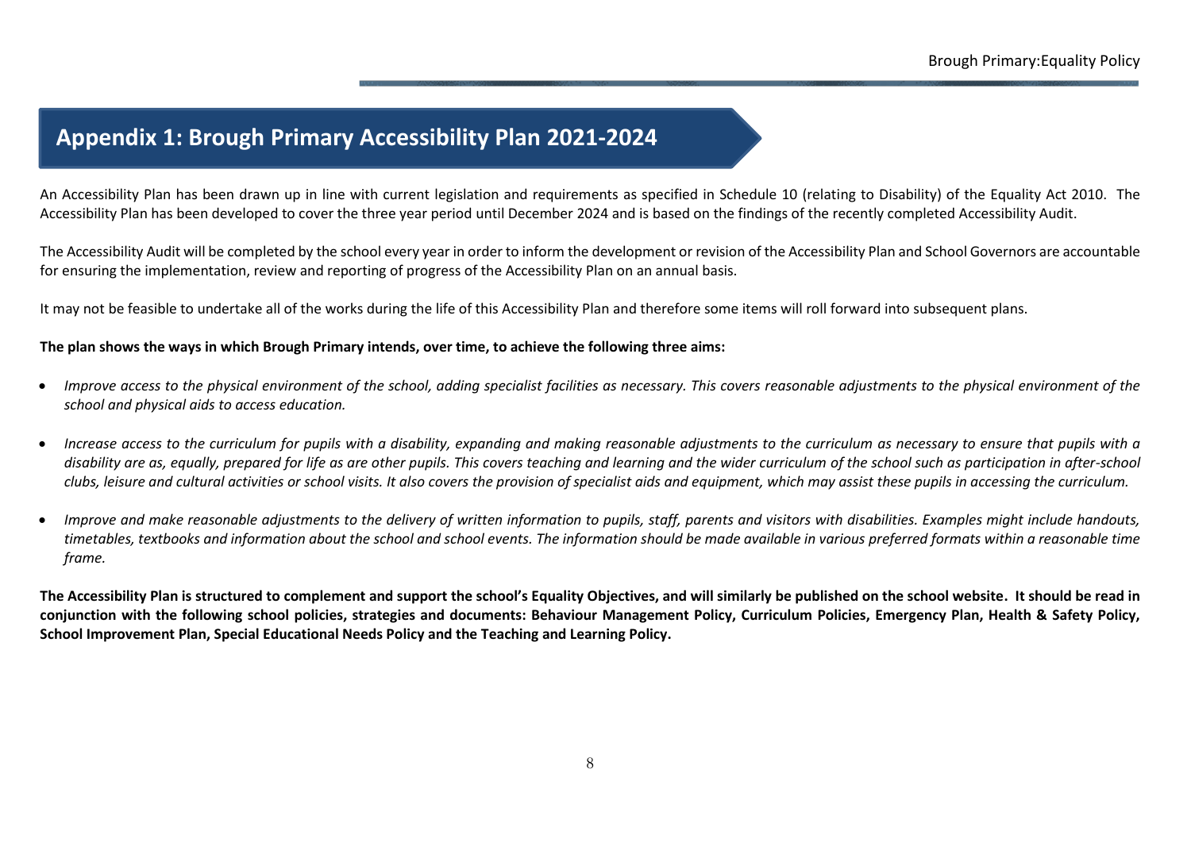## Appendix 1: Brough Primary Accessibility Plan 2021-2024

An Accessibility Plan has been drawn up in line with current legislation and requirements as specified in Schedule 10 (relating to Disability) of the Equality Act 2010. The Accessibility Plan has been developed to cover the three year period until December 2024 and is based on the findings of the recently completed Accessibility Audit.

The Accessibility Audit will be completed by the school every year in order to inform the development or revision of the Accessibility Plan and School Governors are accountable for ensuring the implementation, review and reporting of progress of the Accessibility Plan on an annual basis.

It may not be feasible to undertake all of the works during the life of this Accessibility Plan and therefore some items will roll forward into subsequent plans.

**The plan shows the ways in which Brough Primary intends, over time, to achieve the following three aims:**

- *Improve access to the physical environment of the school, adding specialist facilities as necessary. This covers reasonable adjustments to the physical environment of the school and physical aids to access education.*
- *Increase access to the curriculum for pupils with a disability, expanding and making reasonable adjustments to the curriculum as necessary to ensure that pupils with a disability are as, equally, prepared for life as are other pupils. This covers teaching and learning and the wider curriculum of the school such as participation in after-school clubs, leisure and cultural activities or school visits. It also covers the provision of specialist aids and equipment, which may assist these pupils in accessing the curriculum.*
- *Improve and make reasonable adjustments to the delivery of written information to pupils, staff, parents and visitors with disabilities. Examples might include handouts, timetables, textbooks and information about the school and school events. The information should be made available in various preferred formats within a reasonable time frame.*

**The Accessibility Plan is structured to complement and support the school's Equality Objectives, and will similarly be published on the school website. It should be read in conjunction with the following school policies, strategies and documents: Behaviour Management Policy, Curriculum Policies, Emergency Plan, Health & Safety Policy, School Improvement Plan, Special Educational Needs Policy and the Teaching and Learning Policy.**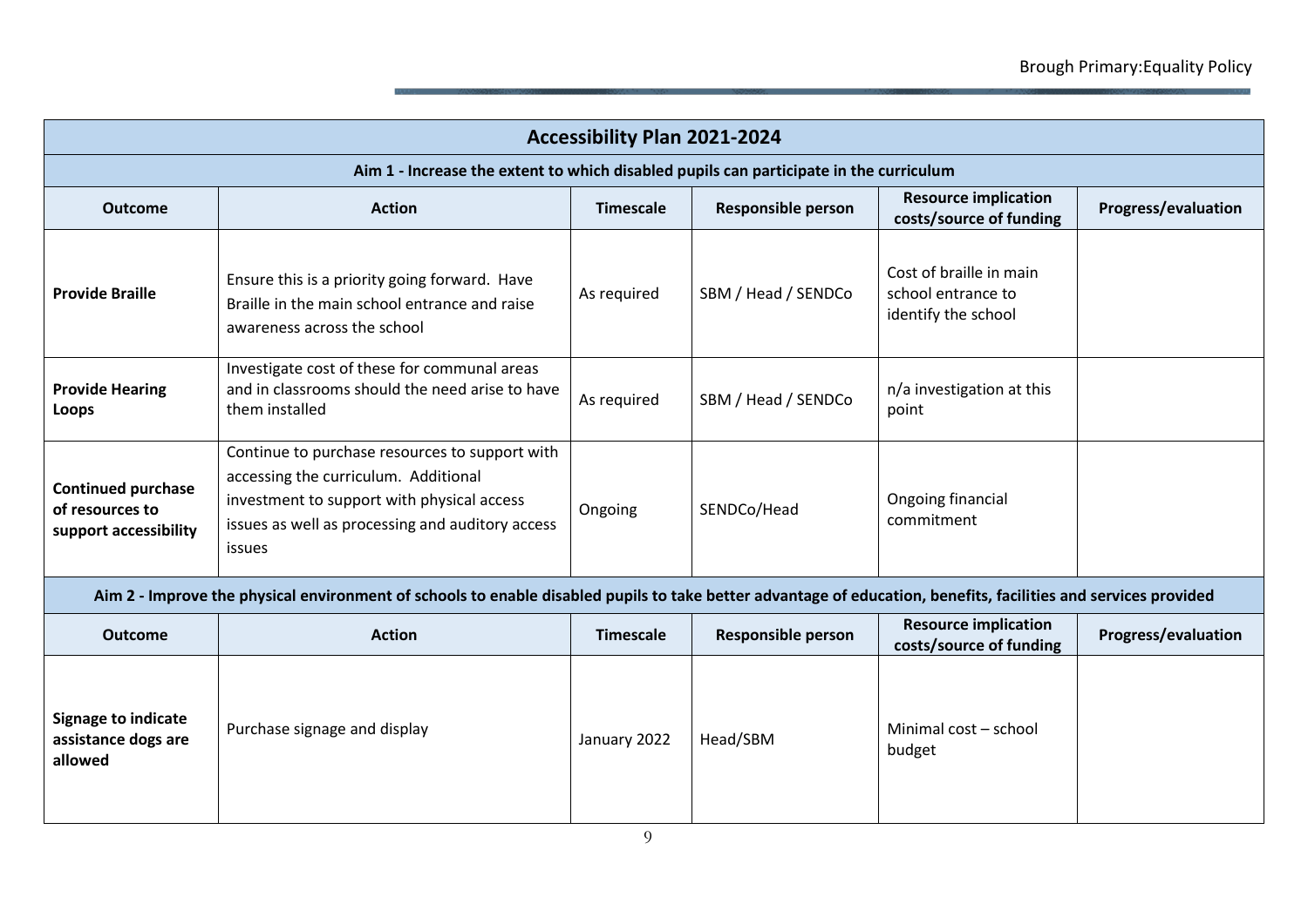| Accessibility Plan 2021-2024 | | | | | |
|---|---|---|---|---|---|
| **Aim 1 - Increase the extent to which disabled pupils can participate in the curriculum** | | | | | |
| **Outcome** | **Action** | **Timescale** | **Responsible person** | **Resource implication costs/source of funding** | **Progress/evaluation** |
| **Provide Braille** | Ensure this is a priority going forward. Have Braille in the main school entrance and raise awareness across the school | As required | SBM / Head / SENDCo | Cost of braille in main school entrance to identify the school | |
| **Provide Hearing Loops** | Investigate cost of these for communal areas and in classrooms should the need arise to have them installed | As required | SBM / Head / SENDCo | n/a investigation at this point | |
| **Continued purchase of resources to support accessibility** | Continue to purchase resources to support with accessing the curriculum. Additional investment to support with physical access issues as well as processing and auditory access issues | Ongoing | SENDCo/Head | Ongoing financial commitment | |
| **Aim 2 - Improve the physical environment of schools to enable disabled pupils to take better advantage of education, benefits, facilities and services provided** | | | | | |
| **Outcome** | **Action** | **Timescale** | **Responsible person** | **Resource implication costs/source of funding** | **Progress/evaluation** |
| **Signage to indicate assistance dogs are allowed** | Purchase signage and display | January 2022 | Head/SBM | Minimal cost – school budget | |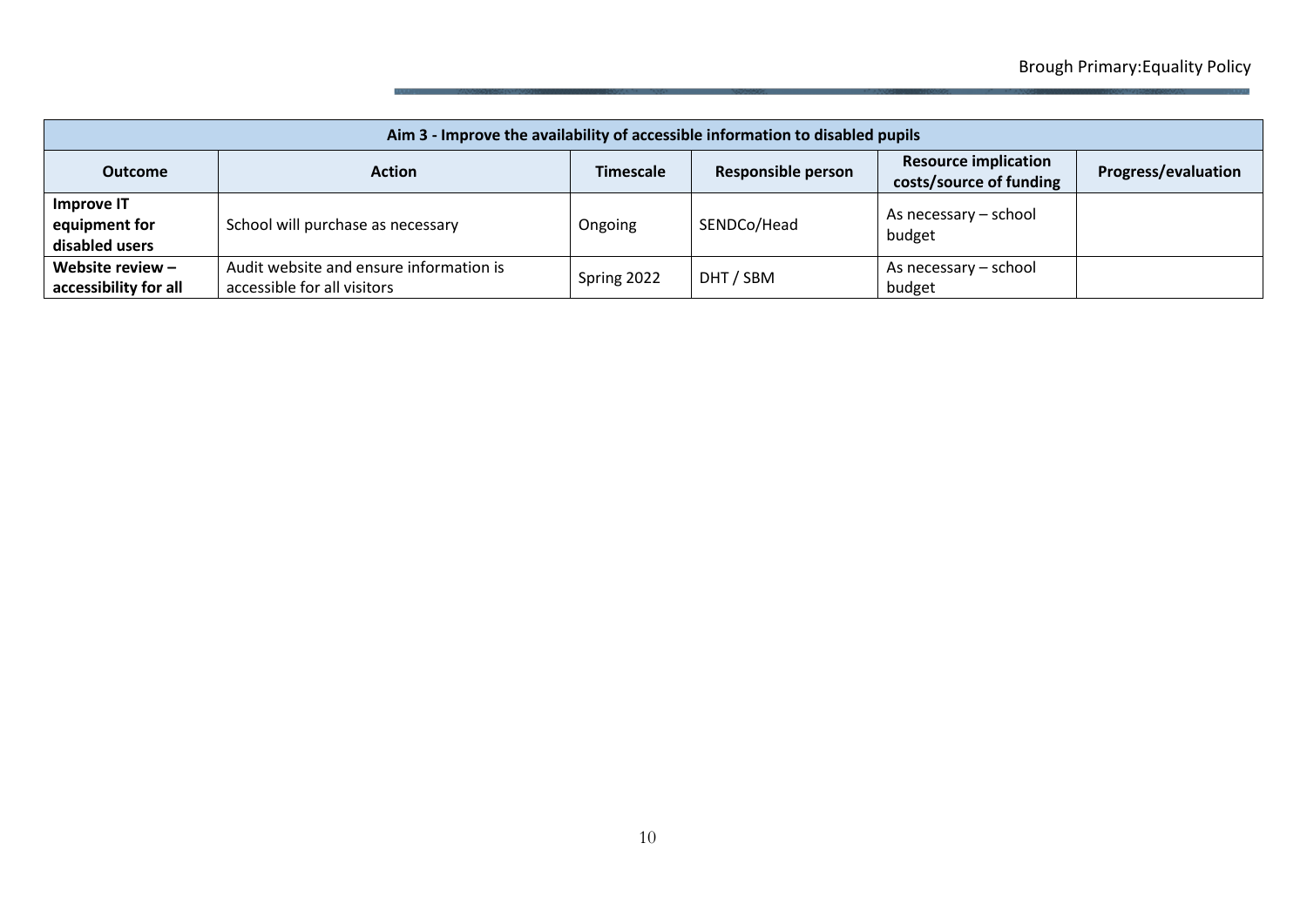| Aim 3 - Improve the availability of accessible information to disabled pupils | | | | | |
|---|---|---|---|---|---|
| **Outcome** | **Action** | **Timescale** | **Responsible person** | **Resource implication costs/source of funding** | **Progress/evaluation** |
| **Improve IT equipment for disabled users** | School will purchase as necessary | Ongoing | SENDCo/Head | As necessary – school budget | |
| **Website review – accessibility for all** | Audit website and ensure information is accessible for all visitors | Spring 2022 | DHT / SBM | As necessary – school budget | |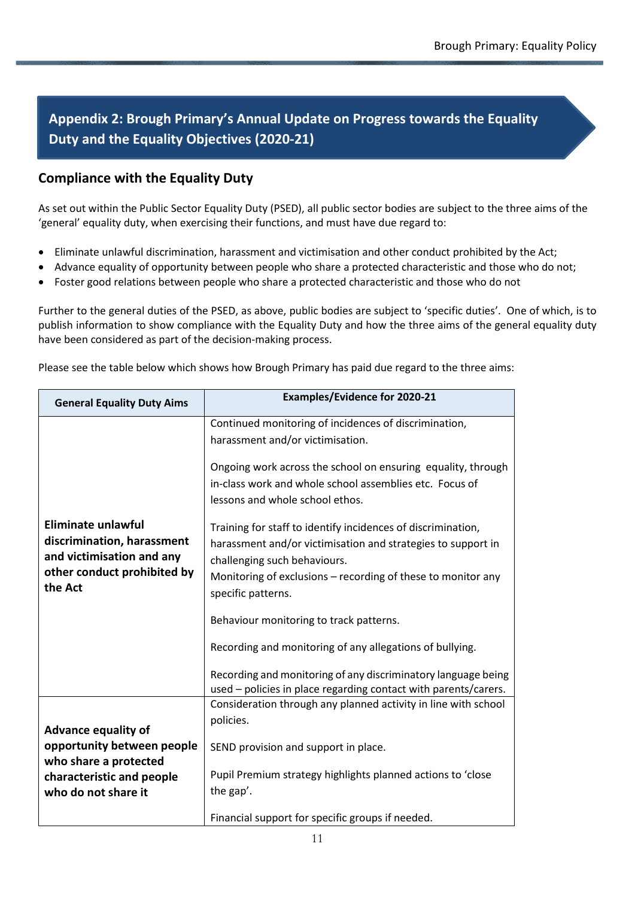## Appendix 2: Brough Primary's Annual Update on Progress towards the Equality Duty and the Equality Objectives (2020-21)

### Compliance with the Equality Duty

As set out within the Public Sector Equality Duty (PSED), all public sector bodies are subject to the three aims of the 'general' equality duty, when exercising their functions, and must have due regard to:

- Eliminate unlawful discrimination, harassment and victimisation and other conduct prohibited by the Act;
- Advance equality of opportunity between people who share a protected characteristic and those who do not;
- Foster good relations between people who share a protected characteristic and those who do not

Further to the general duties of the PSED, as above, public bodies are subject to 'specific duties'. One of which, is to publish information to show compliance with the Equality Duty and how the three aims of the general equality duty have been considered as part of the decision-making process.

Please see the table below which shows how Brough Primary has paid due regard to the three aims:

| General Equality Duty Aims | Examples/Evidence for 2020-21 |
|---|---|
| **Eliminate unlawful discrimination, harassment and victimisation and any other conduct prohibited by the Act** | Continued monitoring of incidences of discrimination, harassment and/or victimisation.<br><br>Ongoing work across the school on ensuring equality, through in-class work and whole school assemblies etc. Focus of lessons and whole school ethos.<br><br>Training for staff to identify incidences of discrimination, harassment and/or victimisation and strategies to support in challenging such behaviours.<br>Monitoring of exclusions – recording of these to monitor any specific patterns.<br><br>Behaviour monitoring to track patterns.<br><br>Recording and monitoring of any allegations of bullying.<br><br>Recording and monitoring of any discriminatory language being used – policies in place regarding contact with parents/carers. |
| **Advance equality of opportunity between people who share a protected characteristic and people who do not share it** | Consideration through any planned activity in line with school policies.<br><br>SEND provision and support in place.<br><br>Pupil Premium strategy highlights planned actions to 'close the gap'.<br><br>Financial support for specific groups if needed. |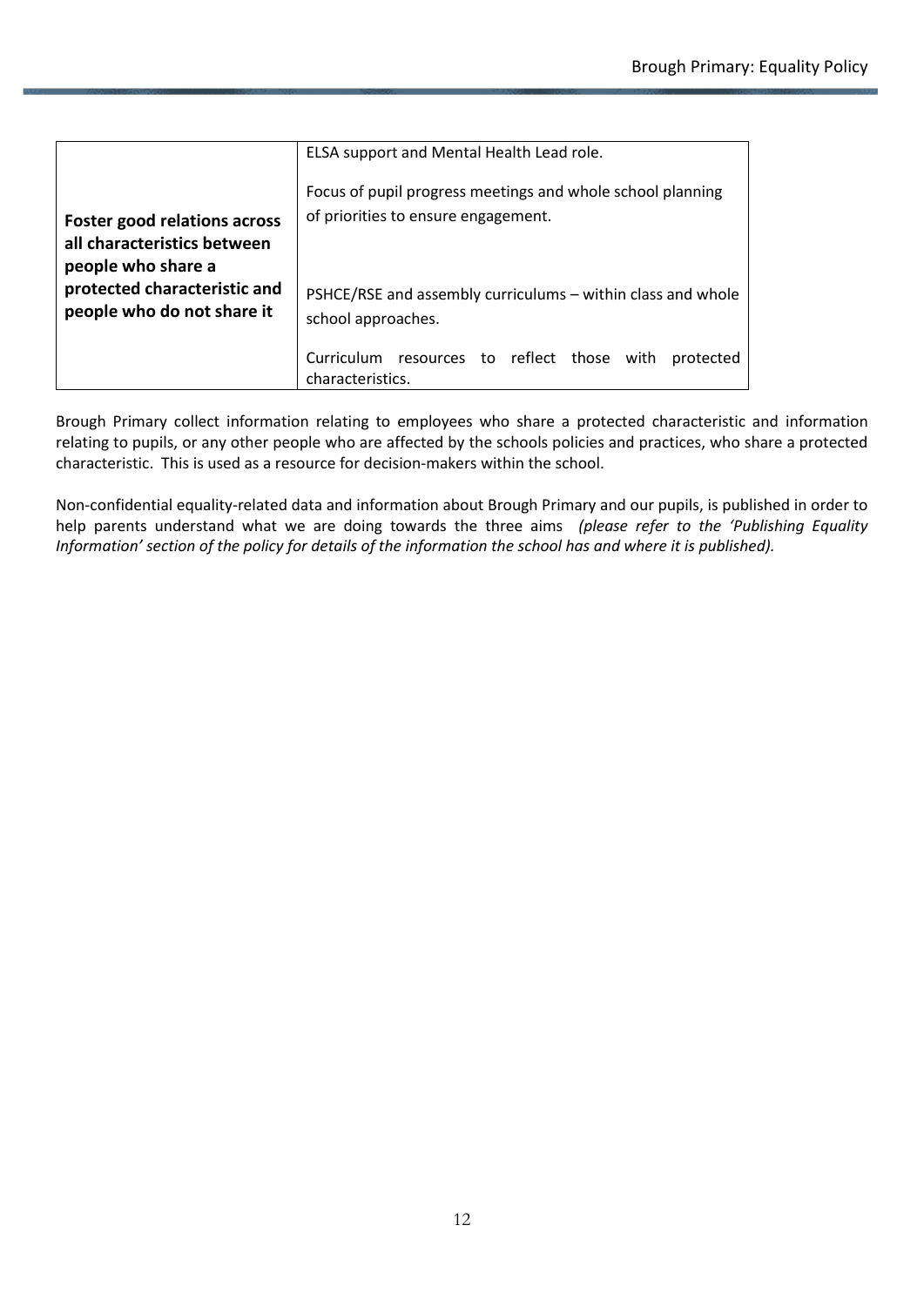| | |
|---|---|
| **Foster good relations across all characteristics between people who share a protected characteristic and people who do not share it** | ELSA support and Mental Health Lead role.<br><br>Focus of pupil progress meetings and whole school planning of priorities to ensure engagement.<br><br>PSHCE/RSE and assembly curriculums – within class and whole school approaches.<br><br>Curriculum resources to reflect those with protected characteristics. |

Brough Primary collect information relating to employees who share a protected characteristic and information relating to pupils, or any other people who are affected by the schools policies and practices, who share a protected characteristic. This is used as a resource for decision-makers within the school.

Non-confidential equality-related data and information about Brough Primary and our pupils, is published in order to help parents understand what we are doing towards the three aims *(please refer to the 'Publishing Equality Information' section of the policy for details of the information the school has and where it is published).*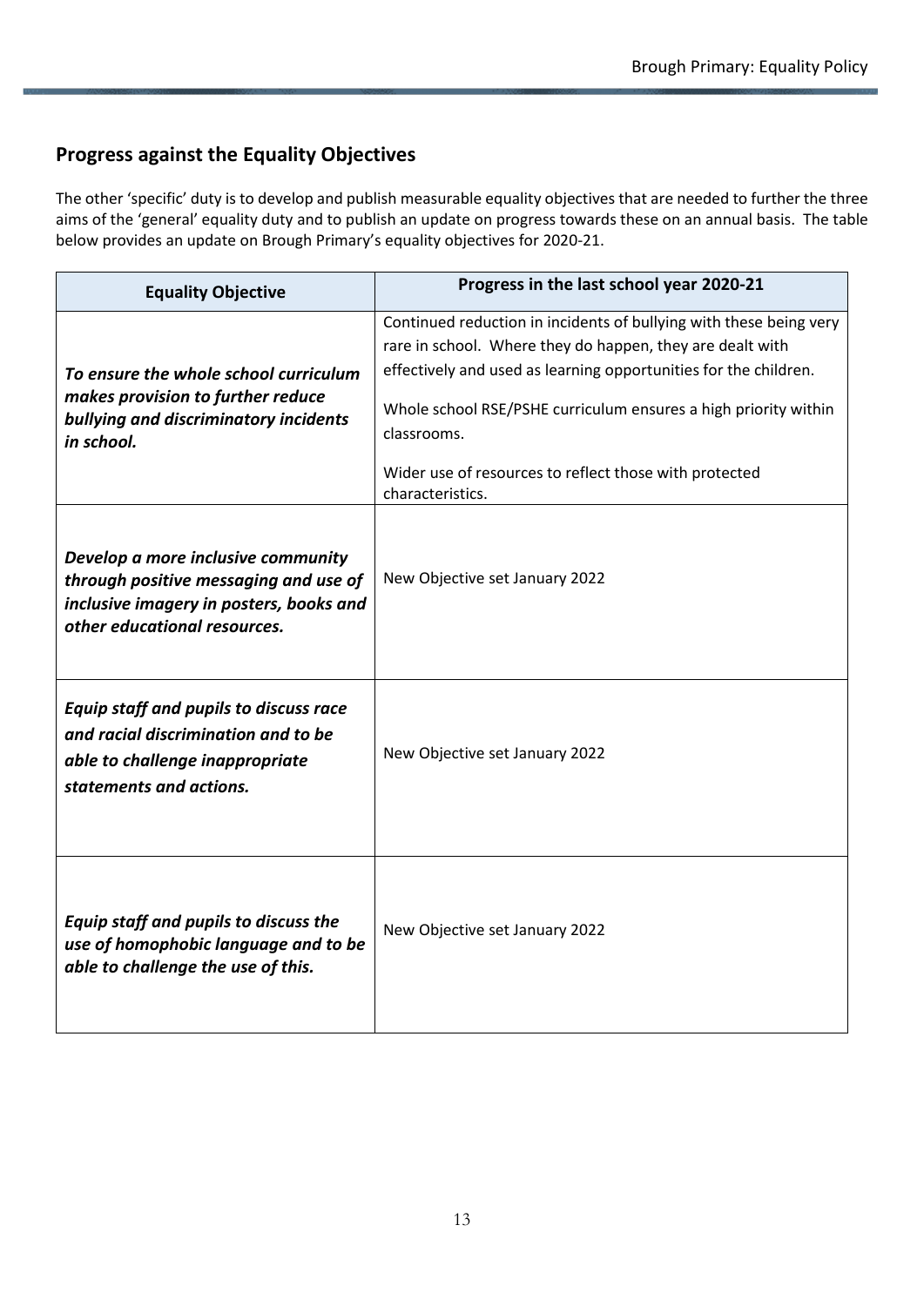## Progress against the Equality Objectives

The other 'specific' duty is to develop and publish measurable equality objectives that are needed to further the three aims of the 'general' equality duty and to publish an update on progress towards these on an annual basis. The table below provides an update on Brough Primary's equality objectives for 2020-21.

| Equality Objective | Progress in the last school year 2020-21 |
|---|---|
| ***To ensure the whole school curriculum makes provision to further reduce bullying and discriminatory incidents in school.*** | Continued reduction in incidents of bullying with these being very rare in school. Where they do happen, they are dealt with effectively and used as learning opportunities for the children.<br><br>Whole school RSE/PSHE curriculum ensures a high priority within classrooms.<br><br>Wider use of resources to reflect those with protected characteristics. |
| ***Develop a more inclusive community through positive messaging and use of inclusive imagery in posters, books and other educational resources.*** | New Objective set January 2022 |
| ***Equip staff and pupils to discuss race and racial discrimination and to be able to challenge inappropriate statements and actions.*** | New Objective set January 2022 |
| ***Equip staff and pupils to discuss the use of homophobic language and to be able to challenge the use of this.*** | New Objective set January 2022 |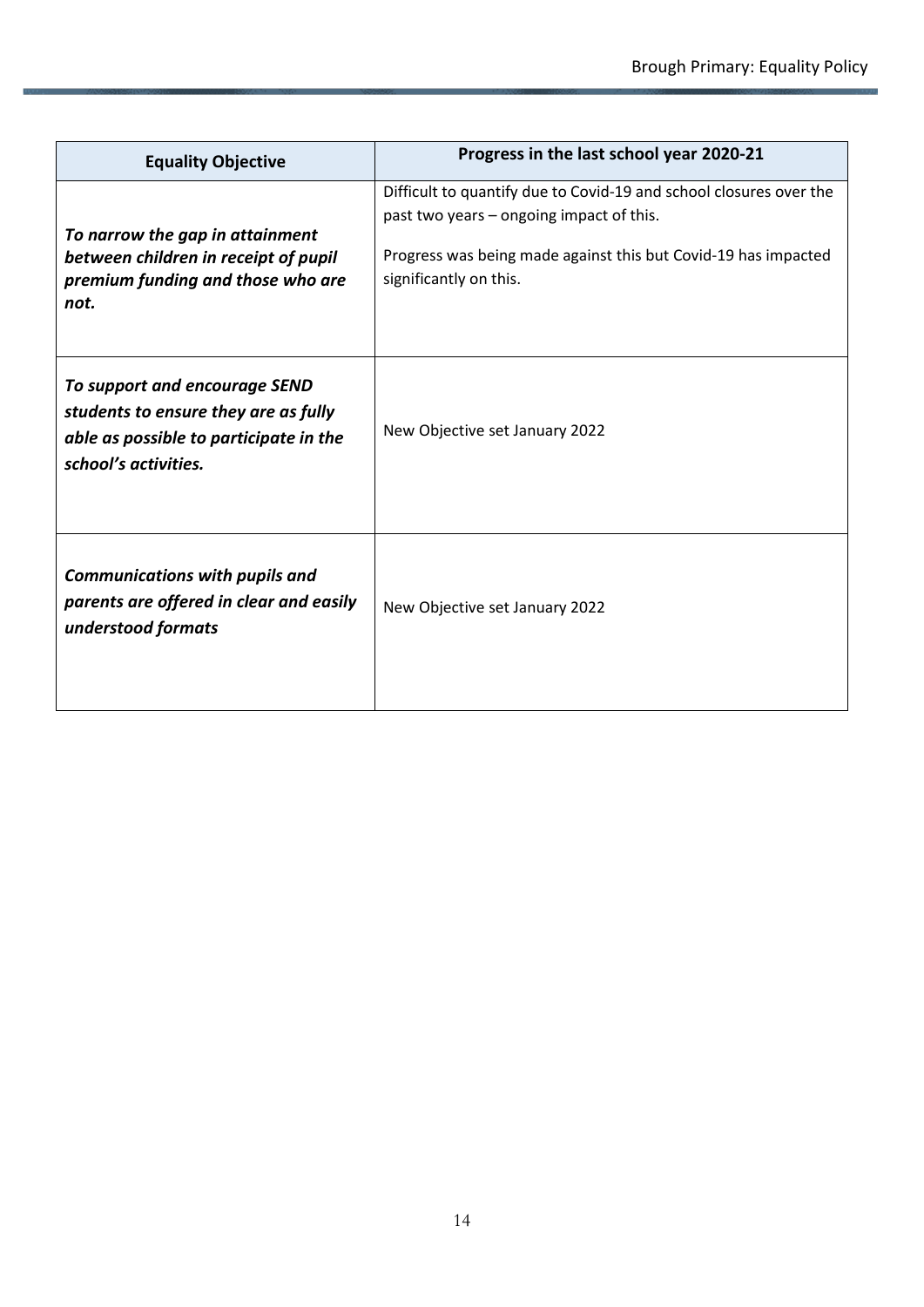| Equality Objective | Progress in the last school year 2020-21 |
|---|---|
| ***To narrow the gap in attainment between children in receipt of pupil premium funding and those who are not.*** | Difficult to quantify due to Covid-19 and school closures over the past two years – ongoing impact of this.<br><br>Progress was being made against this but Covid-19 has impacted significantly on this. |
| ***To support and encourage SEND students to ensure they are as fully able as possible to participate in the school's activities.*** | New Objective set January 2022 |
| ***Communications with pupils and parents are offered in clear and easily understood formats*** | New Objective set January 2022 |